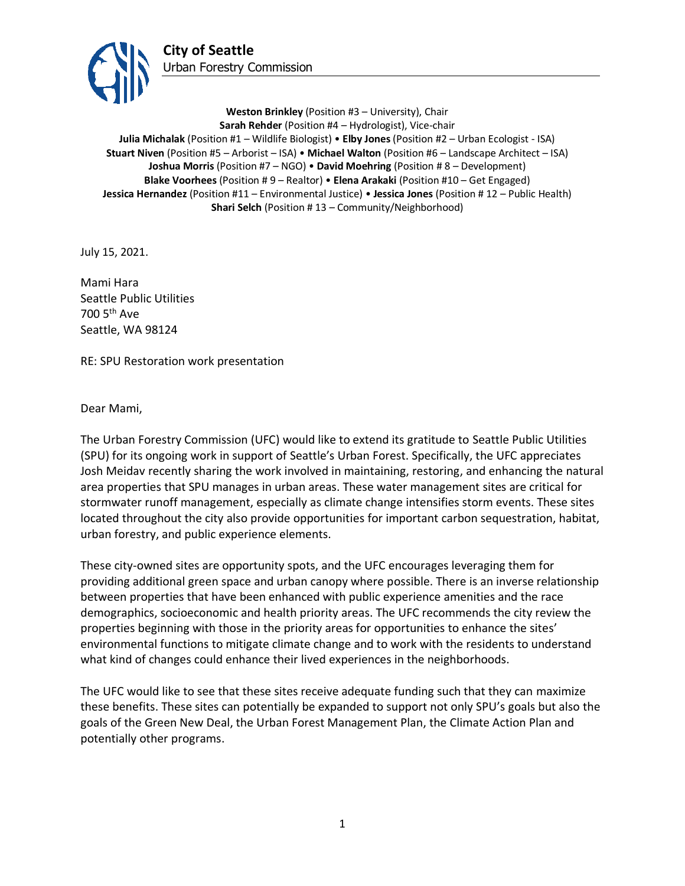**City of Seattle**
Urban Forestry Commission

**Weston Brinkley** (Position #3 – University), Chair
**Sarah Rehder** (Position #4 – Hydrologist), Vice-chair
**Julia Michalak** (Position #1 – Wildlife Biologist) • **Elby Jones** (Position #2 – Urban Ecologist - ISA)
**Stuart Niven** (Position #5 – Arborist – ISA) • **Michael Walton** (Position #6 – Landscape Architect – ISA)
**Joshua Morris** (Position #7 – NGO) • **David Moehring** (Position # 8 – Development)
**Blake Voorhees** (Position # 9 – Realtor) • **Elena Arakaki** (Position #10 – Get Engaged)
**Jessica Hernandez** (Position #11 – Environmental Justice) • **Jessica Jones** (Position # 12 – Public Health)
**Shari Selch** (Position # 13 – Community/Neighborhood)

July 15, 2021.

Mami Hara
Seattle Public Utilities
700 5th Ave
Seattle, WA 98124

RE: SPU Restoration work presentation

Dear Mami,

The Urban Forestry Commission (UFC) would like to extend its gratitude to Seattle Public Utilities (SPU) for its ongoing work in support of Seattle's Urban Forest. Specifically, the UFC appreciates Josh Meidav recently sharing the work involved in maintaining, restoring, and enhancing the natural area properties that SPU manages in urban areas. These water management sites are critical for stormwater runoff management, especially as climate change intensifies storm events. These sites located throughout the city also provide opportunities for important carbon sequestration, habitat, urban forestry, and public experience elements.

These city-owned sites are opportunity spots, and the UFC encourages leveraging them for providing additional green space and urban canopy where possible. There is an inverse relationship between properties that have been enhanced with public experience amenities and the race demographics, socioeconomic and health priority areas. The UFC recommends the city review the properties beginning with those in the priority areas for opportunities to enhance the sites' environmental functions to mitigate climate change and to work with the residents to understand what kind of changes could enhance their lived experiences in the neighborhoods.

The UFC would like to see that these sites receive adequate funding such that they can maximize these benefits. These sites can potentially be expanded to support not only SPU's goals but also the goals of the Green New Deal, the Urban Forest Management Plan, the Climate Action Plan and potentially other programs.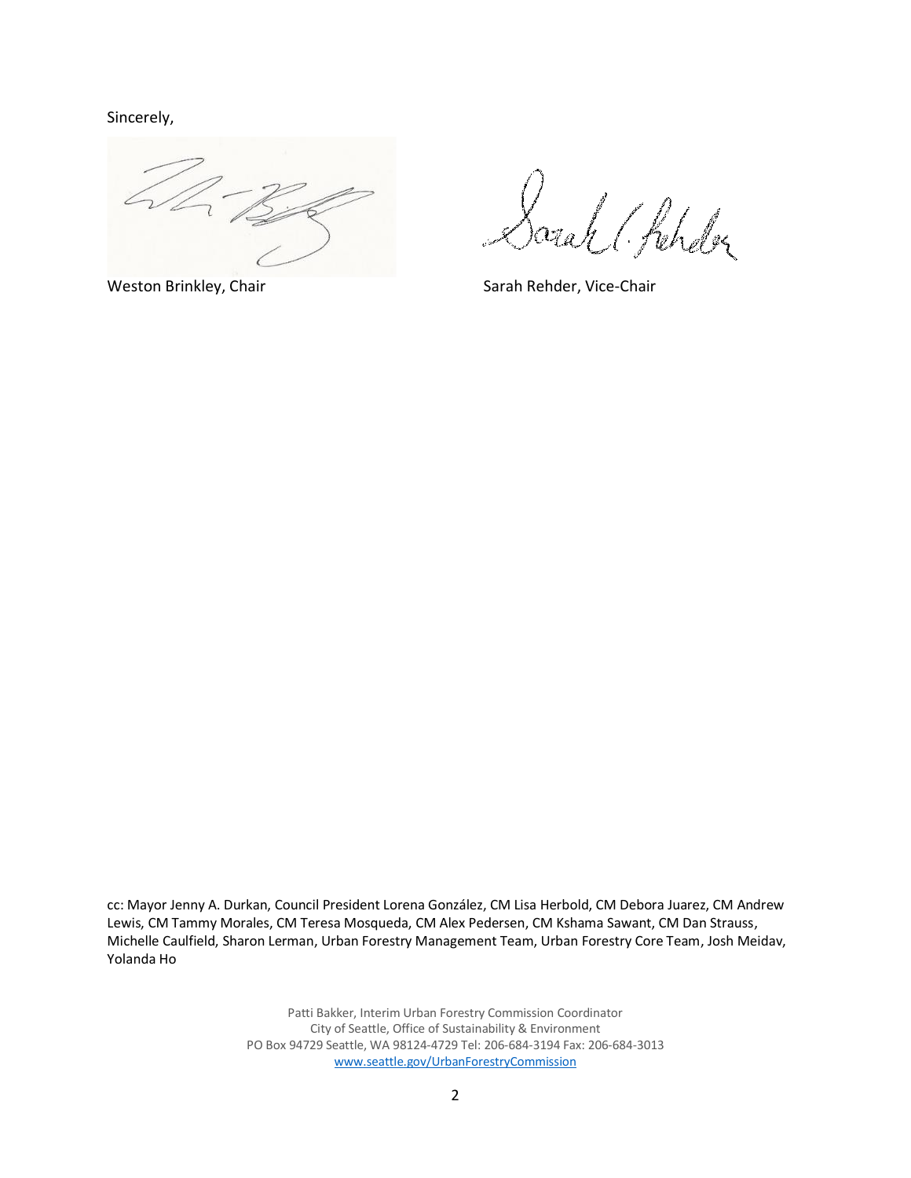Sincerely,

Weston Brinkley, Chair

Sarah Rehder, Vice-Chair

cc: Mayor Jenny A. Durkan, Council President Lorena González, CM Lisa Herbold, CM Debora Juarez, CM Andrew Lewis, CM Tammy Morales, CM Teresa Mosqueda, CM Alex Pedersen, CM Kshama Sawant, CM Dan Strauss, Michelle Caulfield, Sharon Lerman, Urban Forestry Management Team, Urban Forestry Core Team, Josh Meidav, Yolanda Ho

Patti Bakker, Interim Urban Forestry Commission Coordinator
City of Seattle, Office of Sustainability & Environment
PO Box 94729 Seattle, WA 98124-4729 Tel: 206-684-3194 Fax: 206-684-3013
www.seattle.gov/UrbanForestryCommission